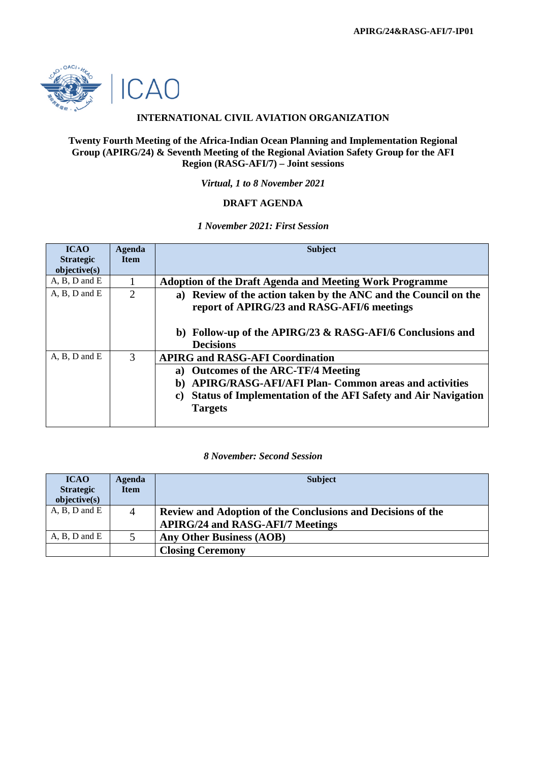APIRG/24&RASG-AFI/7-IP01

ICAO

**INTERNATIONAL CIVIL AVIATION ORGANIZATION**

**Twenty Fourth Meeting of the Africa-Indian Ocean Planning and Implementation Regional Group (APIRG/24) & Seventh Meeting of the Regional Aviation Safety Group for the AFI Region (RASG-AFI/7) – Joint sessions**

***Virtual, 1 to 8 November 2021***

**DRAFT AGENDA**

***1 November 2021: First Session***

| ICAO Strategic objective(s) | Agenda Item | Subject |
|---|---|---|
| A, B, D and E | 1 | **Adoption of the Draft Agenda and Meeting Work Programme** |
| A, B, D and E | 2 | **a) Review of the action taken by the ANC and the Council on the report of APIRG/23 and RASG-AFI/6 meetings**<br><br>**b) Follow-up of the APIRG/23 & RASG-AFI/6 Conclusions and Decisions** |
| A, B, D and E | 3 | **APIRG and RASG-AFI Coordination**<br>**a) Outcomes of the ARC-TF/4 Meeting**<br>**b) APIRG/RASG-AFI/AFI Plan- Common areas and activities**<br>**c) Status of Implementation of the AFI Safety and Air Navigation Targets** |

***8 November: Second Session***

| ICAO Strategic objective(s) | Agenda Item | Subject |
|---|---|---|
| A, B, D and E | 4 | **Review and Adoption of the Conclusions and Decisions of the APIRG/24 and RASG-AFI/7 Meetings** |
| A, B, D and E | 5 | **Any Other Business (AOB)** |
| | | **Closing Ceremony** |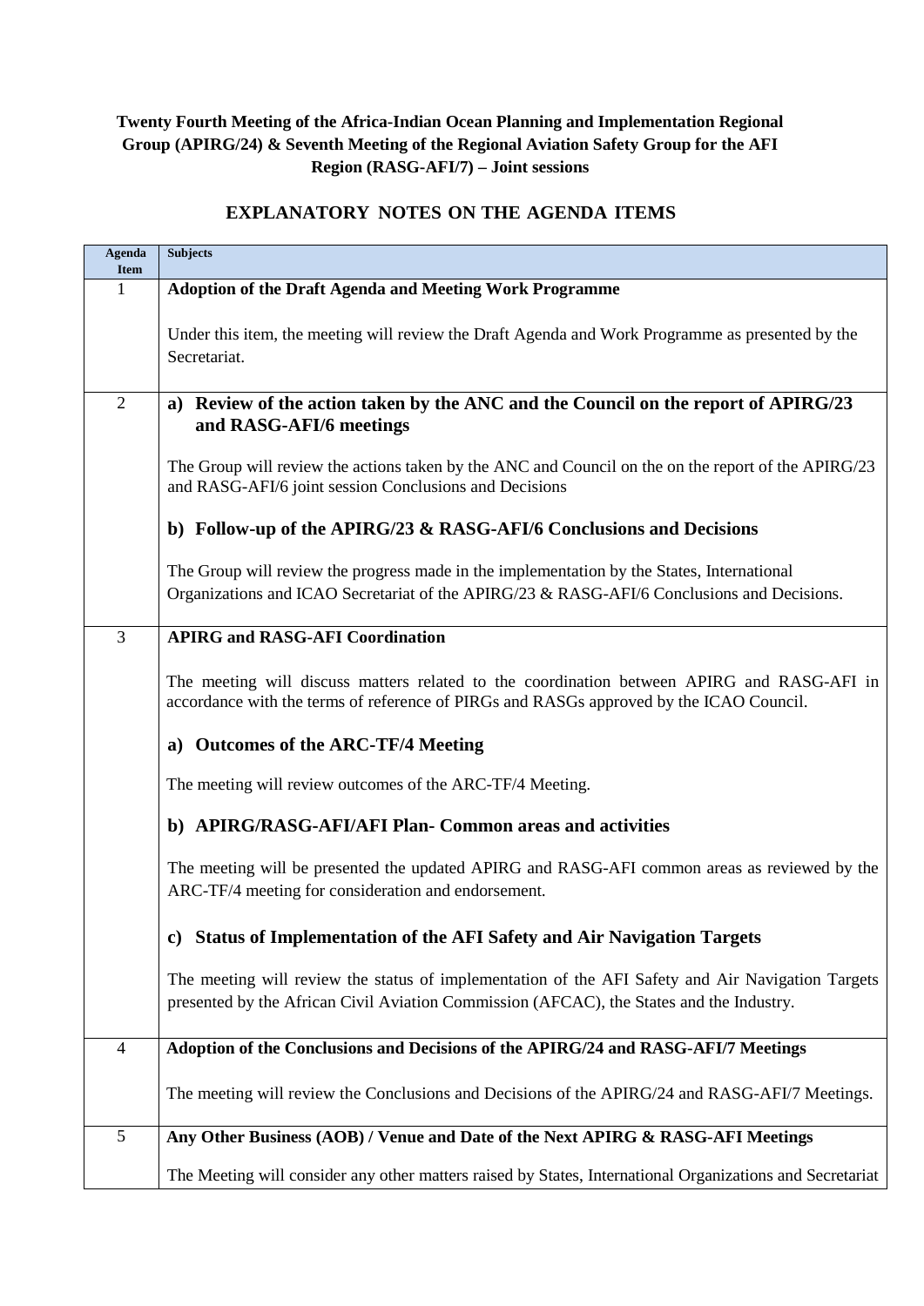**Twenty Fourth Meeting of the Africa-Indian Ocean Planning and Implementation Regional Group (APIRG/24) & Seventh Meeting of the Regional Aviation Safety Group for the AFI Region (RASG-AFI/7) – Joint sessions**

## EXPLANATORY NOTES ON THE AGENDA ITEMS

| Agenda Item | Subjects |
|---|---|
| 1 | **Adoption of the Draft Agenda and Meeting Work Programme**<br><br>Under this item, the meeting will review the Draft Agenda and Work Programme as presented by the Secretariat. |
| 2 | **a) Review of the action taken by the ANC and the Council on the report of APIRG/23 and RASG-AFI/6 meetings**<br><br>The Group will review the actions taken by the ANC and Council on the on the report of the APIRG/23 and RASG-AFI/6 joint session Conclusions and Decisions<br><br>**b) Follow-up of the APIRG/23 & RASG-AFI/6 Conclusions and Decisions**<br><br>The Group will review the progress made in the implementation by the States, International Organizations and ICAO Secretariat of the APIRG/23 & RASG-AFI/6 Conclusions and Decisions. |
| 3 | **APIRG and RASG-AFI Coordination**<br><br>The meeting will discuss matters related to the coordination between APIRG and RASG-AFI in accordance with the terms of reference of PIRGs and RASGs approved by the ICAO Council.<br><br>**a) Outcomes of the ARC-TF/4 Meeting**<br><br>The meeting will review outcomes of the ARC-TF/4 Meeting.<br><br>**b) APIRG/RASG-AFI/AFI Plan- Common areas and activities**<br><br>The meeting will be presented the updated APIRG and RASG-AFI common areas as reviewed by the ARC-TF/4 meeting for consideration and endorsement.<br><br>**c) Status of Implementation of the AFI Safety and Air Navigation Targets**<br><br>The meeting will review the status of implementation of the AFI Safety and Air Navigation Targets presented by the African Civil Aviation Commission (AFCAC), the States and the Industry. |
| 4 | **Adoption of the Conclusions and Decisions of the APIRG/24 and RASG-AFI/7 Meetings**<br><br>The meeting will review the Conclusions and Decisions of the APIRG/24 and RASG-AFI/7 Meetings. |
| 5 | **Any Other Business (AOB) / Venue and Date of the Next APIRG & RASG-AFI Meetings**<br><br>The Meeting will consider any other matters raised by States, International Organizations and Secretariat |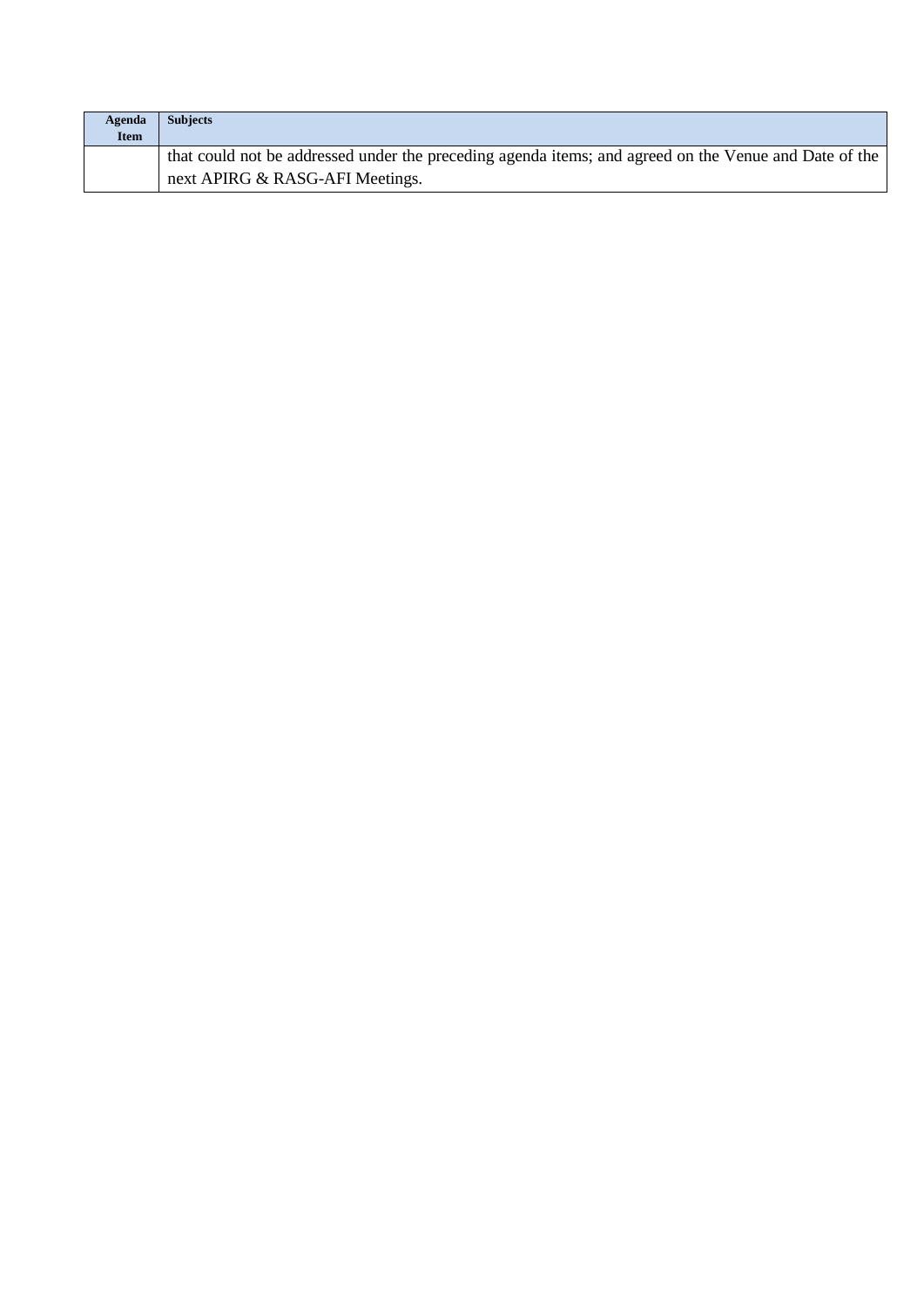| Agenda Item | Subjects |
|---|---|
| | that could not be addressed under the preceding agenda items; and agreed on the Venue and Date of the next APIRG & RASG-AFI Meetings. |